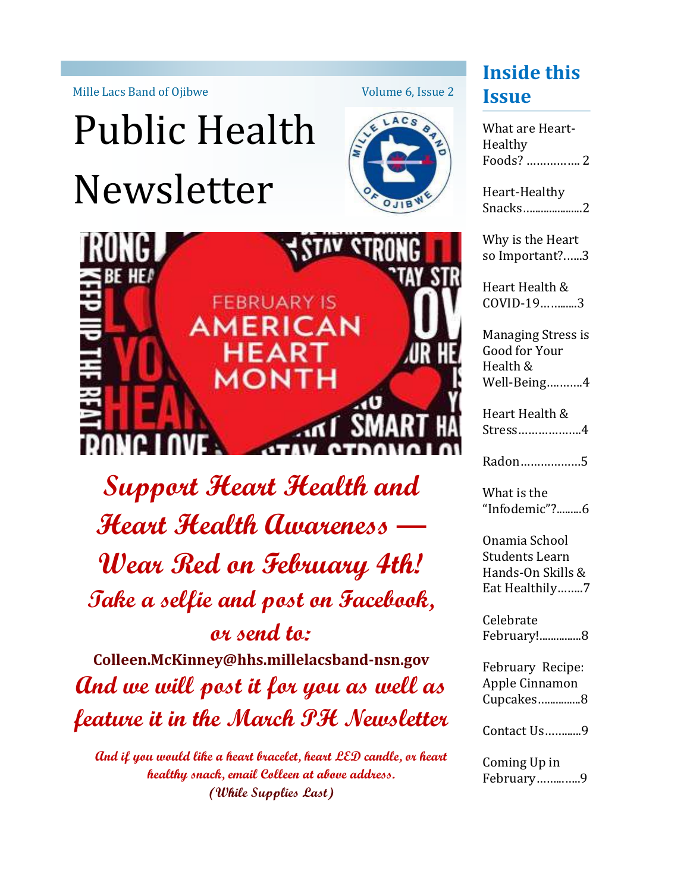Mille Lacs Band of Ojibwe

# Public Health Newsletter

FEBRUARY IS AMERICAN HEART MONTH

## *Support Heart Health and Heart Health Awareness — Wear Red on February 4th!*

### *Take a selfie and post on Facebook, or send to:*

**Colleen.McKinney@hhs.millelacsband-nsn.gov**

### *And we will post it for you as well as feature it in the March PH Newsletter*

***And if you would like a heart bracelet, heart LED candle, or heart healthy snack, email Colleen at above address. (While Supplies Last)***

## Inside this Issue

- What are Heart-Healthy Foods? ................ 2
- Heart-Healthy Snacks.....................2
- Why is the Heart so Important?......3
- Heart Health & COVID-19…….......3
- Managing Stress is Good for Your Health & Well-Being……….4
- Heart Health & Stress……………….4
- Radon………………5
- What is the "Infodemic"?.........6
- Onamia School Students Learn Hands-On Skills & Eat Healthily……..7
- Celebrate February!...............8
- February Recipe: Apple Cinnamon Cupcakes...............8
- Contact Us………..9
- Coming Up in February…….…..9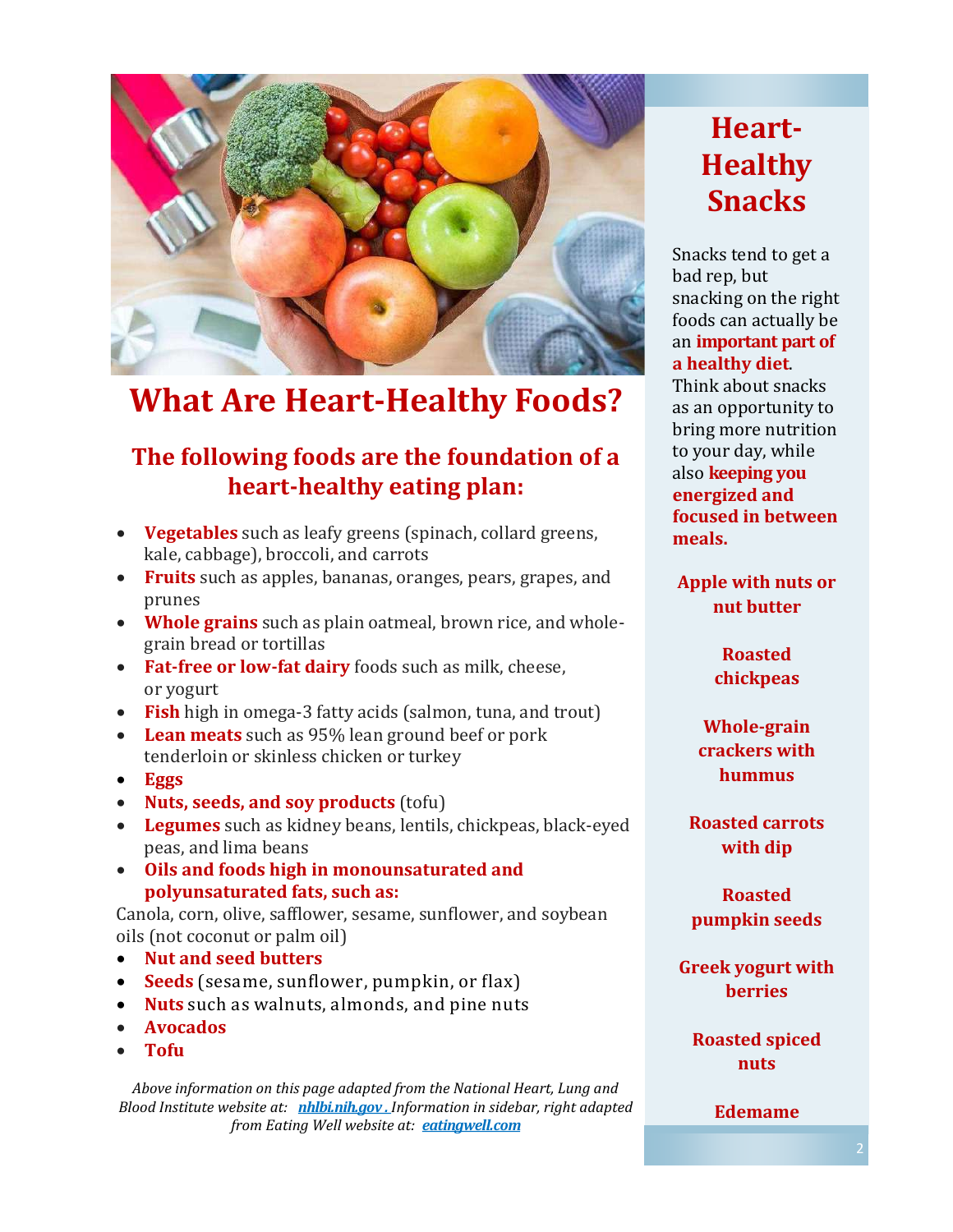# What Are Heart-Healthy Foods?

## The following foods are the foundation of a heart-healthy eating plan:

- **Vegetables** such as leafy greens (spinach, collard greens, kale, cabbage), broccoli, and carrots
- **Fruits** such as apples, bananas, oranges, pears, grapes, and prunes
- **Whole grains** such as plain oatmeal, brown rice, and whole-grain bread or tortillas
- **Fat-free or low-fat dairy** foods such as milk, cheese, or yogurt
- **Fish** high in omega-3 fatty acids (salmon, tuna, and trout)
- **Lean meats** such as 95% lean ground beef or pork tenderloin or skinless chicken or turkey
- **Eggs**
- **Nuts, seeds, and soy products** (tofu)
- **Legumes** such as kidney beans, lentils, chickpeas, black-eyed peas, and lima beans
- **Oils and foods high in monounsaturated and polyunsaturated fats, such as:**

Canola, corn, olive, safflower, sesame, sunflower, and soybean oils (not coconut or palm oil)

- **Nut and seed butters**
- **Seeds** (sesame, sunflower, pumpkin, or flax)
- **Nuts** such as walnuts, almonds, and pine nuts
- **Avocados**
- **Tofu**

*Above information on this page adapted from the National Heart, Lung and Blood Institute website at: [nhlbi.nih.gov](nhlbi.nih.gov) . Information in sidebar, right adapted from Eating Well website at: [eatingwell.com](eatingwell.com)*

## Heart-Healthy Snacks

Snacks tend to get a bad rep, but snacking on the right foods can actually be an **important part of a healthy diet**. Think about snacks as an opportunity to bring more nutrition to your day, while also **keeping you energized and focused in between meals.**

**Apple with nuts or nut butter**

**Roasted chickpeas**

**Whole-grain crackers with hummus**

**Roasted carrots with dip**

**Roasted pumpkin seeds**

**Greek yogurt with berries**

**Roasted spiced nuts**

**Edemame**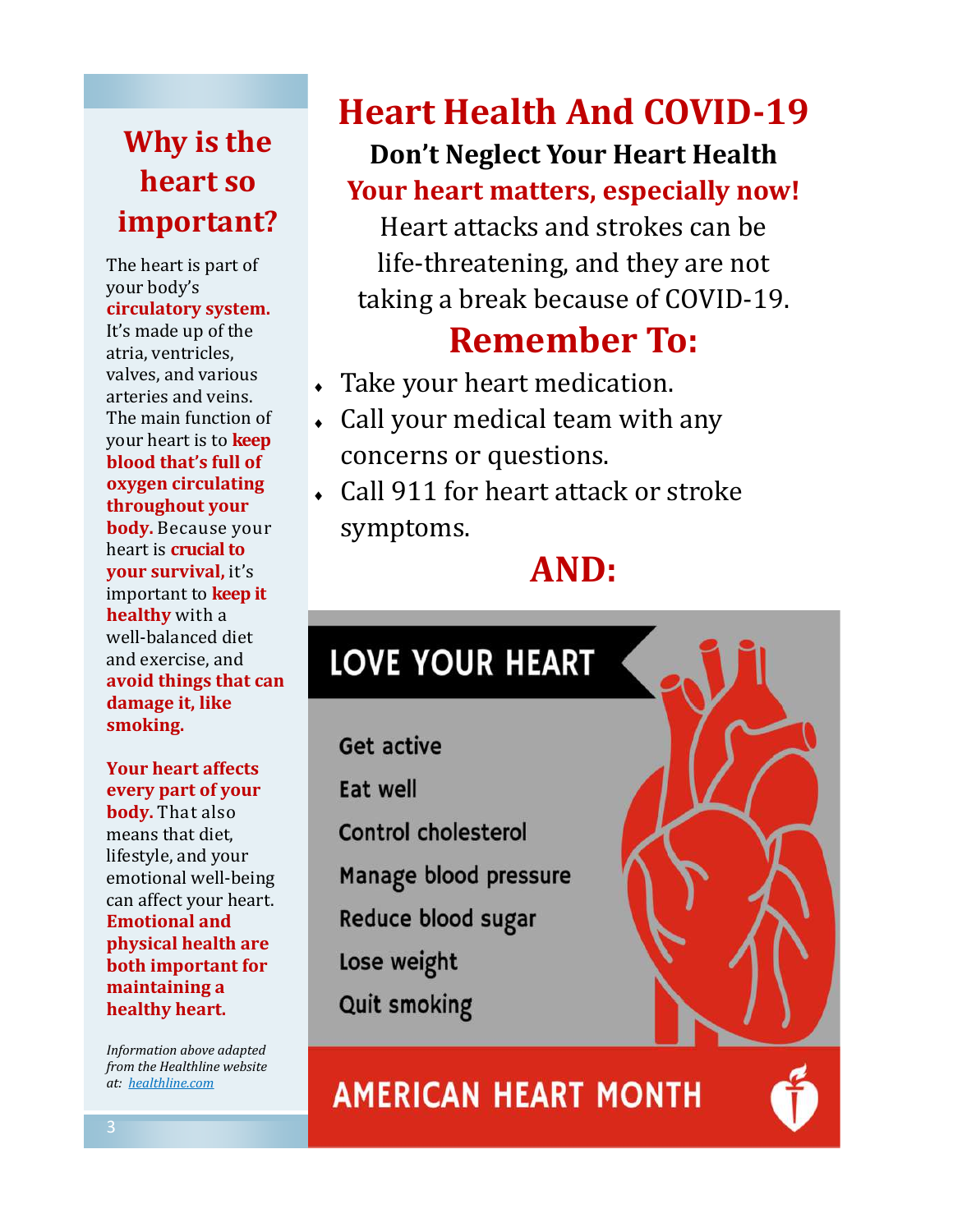## Why is the heart so important?

The heart is part of your body's **circulatory system.** It's made up of the atria, ventricles, valves, and various arteries and veins. The main function of your heart is to **keep blood that's full of oxygen circulating throughout your body.** Because your heart is **crucial to your survival,** it's important to **keep it healthy** with a well-balanced diet and exercise, and **avoid things that can damage it, like smoking.**

**Your heart affects every part of your body.** That also means that diet, lifestyle, and your emotional well-being can affect your heart. **Emotional and physical health are both important for maintaining a healthy heart.**

*Information above adapted from the Healthline website at: [healthline.com](healthline.com)*

# Heart Health And COVID-19

**Don't Neglect Your Heart Health**

**Your heart matters, especially now!**

Heart attacks and strokes can be life-threatening, and they are not taking a break because of COVID-19.

## Remember To:

- Take your heart medication.
- Call your medical team with any concerns or questions.
- Call 911 for heart attack or stroke symptoms.

## AND:

**LOVE YOUR HEART**

Get active

Eat well

Control cholesterol

Manage blood pressure

Reduce blood sugar

Lose weight

Quit smoking

**AMERICAN HEART MONTH**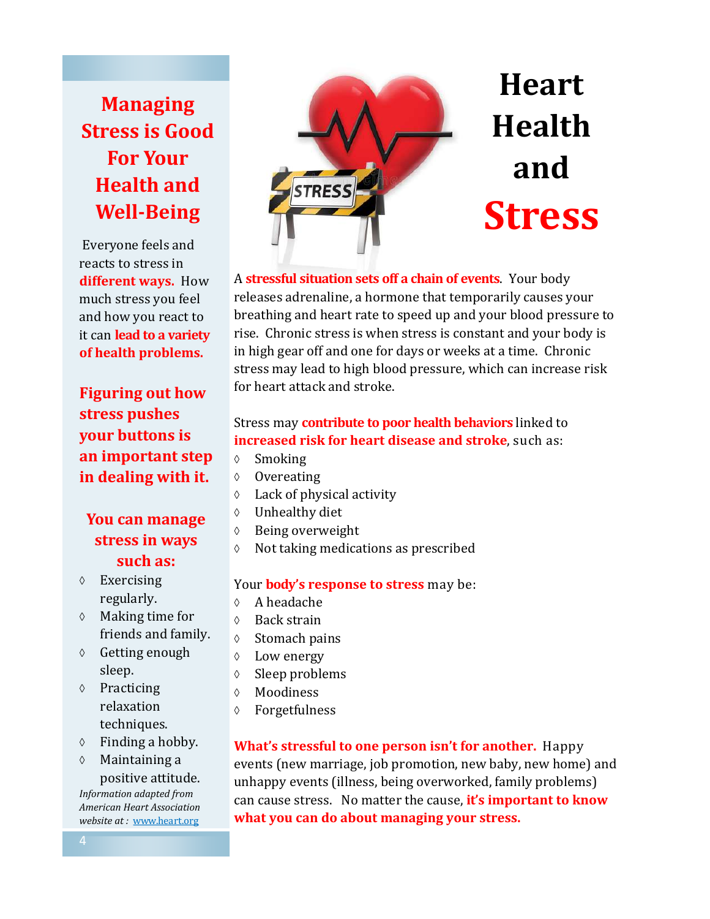# Heart Health and Stress

A **stressful situation sets off a chain of events**. Your body releases adrenaline, a hormone that temporarily causes your breathing and heart rate to speed up and your blood pressure to rise. Chronic stress is when stress is constant and your body is in high gear off and one for days or weeks at a time. Chronic stress may lead to high blood pressure, which can increase risk for heart attack and stroke.

Stress may **contribute to poor health behaviors** linked to **increased risk for heart disease and stroke**, such as:

- Smoking
- Overeating
- Lack of physical activity
- Unhealthy diet
- Being overweight
- Not taking medications as prescribed

Your **body's response to stress** may be:

- A headache
- Back strain
- Stomach pains
- Low energy
- Sleep problems
- Moodiness
- Forgetfulness

**What's stressful to one person isn't for another.** Happy events (new marriage, job promotion, new baby, new home) and unhappy events (illness, being overworked, family problems) can cause stress. No matter the cause, **it's important to know what you can do about managing your stress.**

## Managing Stress is Good For Your Health and Well-Being

Everyone feels and reacts to stress in **different ways.** How much stress you feel and how you react to it can **lead to a variety of health problems.**

**Figuring out how stress pushes your buttons is an important step in dealing with it.**

### You can manage stress in ways such as:

- Exercising regularly.
- Making time for friends and family.
- Getting enough sleep.
- Practicing relaxation techniques.
- Finding a hobby.
- Maintaining a positive attitude.

*Information adapted from American Heart Association website at :* www.heart.org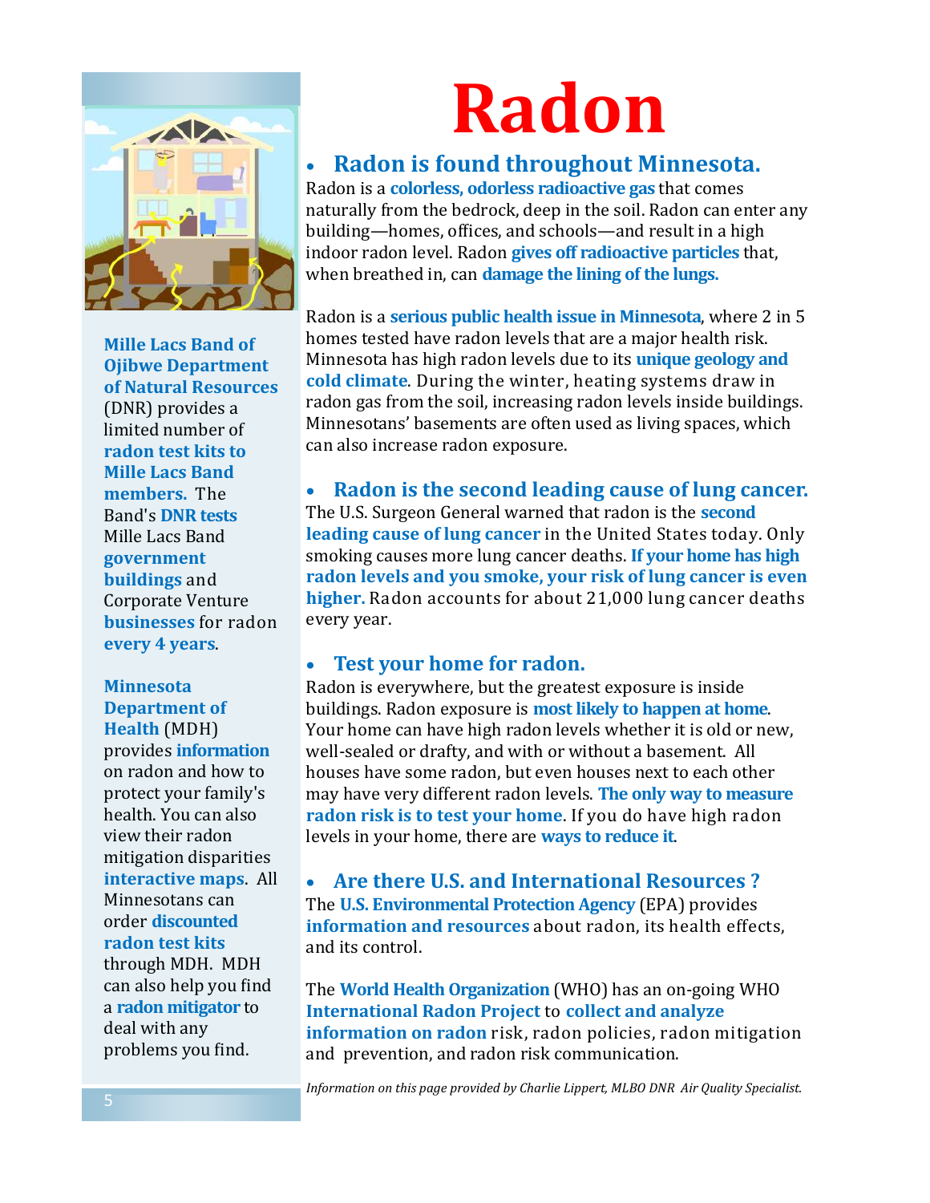# Radon

## Radon is found throughout Minnesota.

Radon is a **colorless, odorless radioactive gas** that comes naturally from the bedrock, deep in the soil. Radon can enter any building—homes, offices, and schools—and result in a high indoor radon level. Radon **gives off radioactive particles** that, when breathed in, can **damage the lining of the lungs.**

Radon is a **serious public health issue in Minnesota**, where 2 in 5 homes tested have radon levels that are a major health risk. Minnesota has high radon levels due to its **unique geology and cold climate**. During the winter, heating systems draw in radon gas from the soil, increasing radon levels inside buildings. Minnesotans' basements are often used as living spaces, which can also increase radon exposure.

## Radon is the second leading cause of lung cancer.

The U.S. Surgeon General warned that radon is the **second leading cause of lung cancer** in the United States today. Only smoking causes more lung cancer deaths. **If your home has high radon levels and you smoke, your risk of lung cancer is even higher.** Radon accounts for about 21,000 lung cancer deaths every year.

## Test your home for radon.

Radon is everywhere, but the greatest exposure is inside buildings. Radon exposure is **most likely to happen at home**. Your home can have high radon levels whether it is old or new, well-sealed or drafty, and with or without a basement. All houses have some radon, but even houses next to each other may have very different radon levels. **The only way to measure radon risk is to test your home**. If you do have high radon levels in your home, there are **ways to reduce it**.

## Are there U.S. and International Resources ?

The **U.S. Environmental Protection Agency** (EPA) provides **information and resources** about radon, its health effects, and its control.

The **World Health Organization** (WHO) has an on-going WHO **International Radon Project** to **collect and analyze information on radon** risk, radon policies, radon mitigation and prevention, and radon risk communication.

*Information on this page provided by Charlie Lippert, MLBO DNR Air Quality Specialist.*

**Mille Lacs Band of Ojibwe Department of Natural Resources** (DNR) provides a limited number of **radon test kits to Mille Lacs Band members.** The Band's **DNR tests** Mille Lacs Band **government buildings** and Corporate Venture **businesses** for radon **every 4 years**.

**Minnesota Department of Health** (MDH) provides **information** on radon and how to protect your family's health. You can also view their radon mitigation disparities **interactive maps**. All Minnesotans can order **discounted radon test kits** through MDH. MDH can also help you find a **radon mitigator** to deal with any problems you find.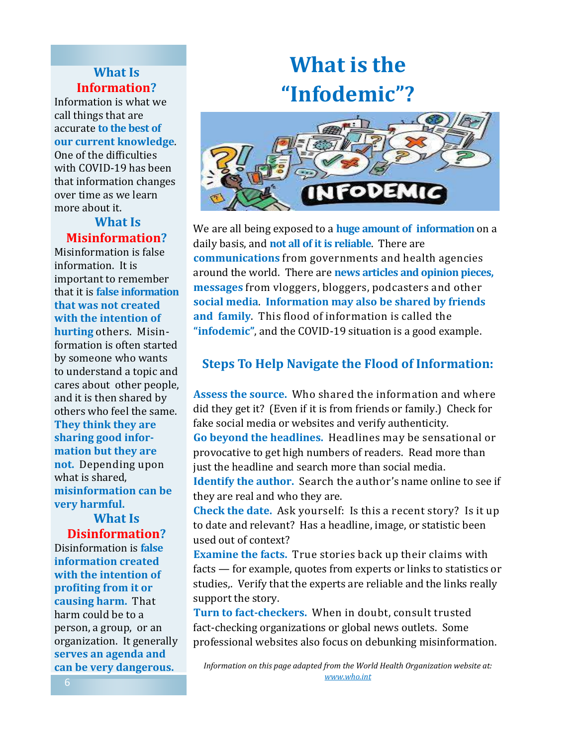# What is the "Infodemic"?

We are all being exposed to a **huge amount of information** on a daily basis, and **not all of it is reliable**. There are **communications** from governments and health agencies around the world. There are **news articles and opinion pieces, messages** from vloggers, bloggers, podcasters and other **social media**. **Information may also be shared by friends and family**. This flood of information is called the **"infodemic"**, and the COVID-19 situation is a good example.

## Steps To Help Navigate the Flood of Information:

**Assess the source.** Who shared the information and where did they get it? (Even if it is from friends or family.) Check for fake social media or websites and verify authenticity.

**Go beyond the headlines.** Headlines may be sensational or provocative to get high numbers of readers. Read more than just the headline and search more than social media.

**Identify the author.** Search the author's name online to see if they are real and who they are.

**Check the date.** Ask yourself: Is this a recent story? Is it up to date and relevant? Has a headline, image, or statistic been used out of context?

**Examine the facts.** True stories back up their claims with facts — for example, quotes from experts or links to statistics or studies,. Verify that the experts are reliable and the links really support the story.

**Turn to fact-checkers.** When in doubt, consult trusted fact-checking organizations or global news outlets. Some professional websites also focus on debunking misinformation.

*Information on this page adapted from the World Health Organization website at: www.who.int*

## What Is Information?

Information is what we call things that are accurate **to the best of our current knowledge**. One of the difficulties with COVID-19 has been that information changes over time as we learn more about it.

## What Is Misinformation?

Misinformation is false information. It is important to remember that it is **false information that was not created with the intention of hurting** others. Misinformation is often started by someone who wants to understand a topic and cares about other people, and it is then shared by others who feel the same. **They think they are sharing good information but they are not.** Depending upon what is shared, **misinformation can be very harmful.**

## What Is Disinformation?

Disinformation is **false information created with the intention of profiting from it or causing harm.** That harm could be to a person, a group, or an organization. It generally **serves an agenda and can be very dangerous.**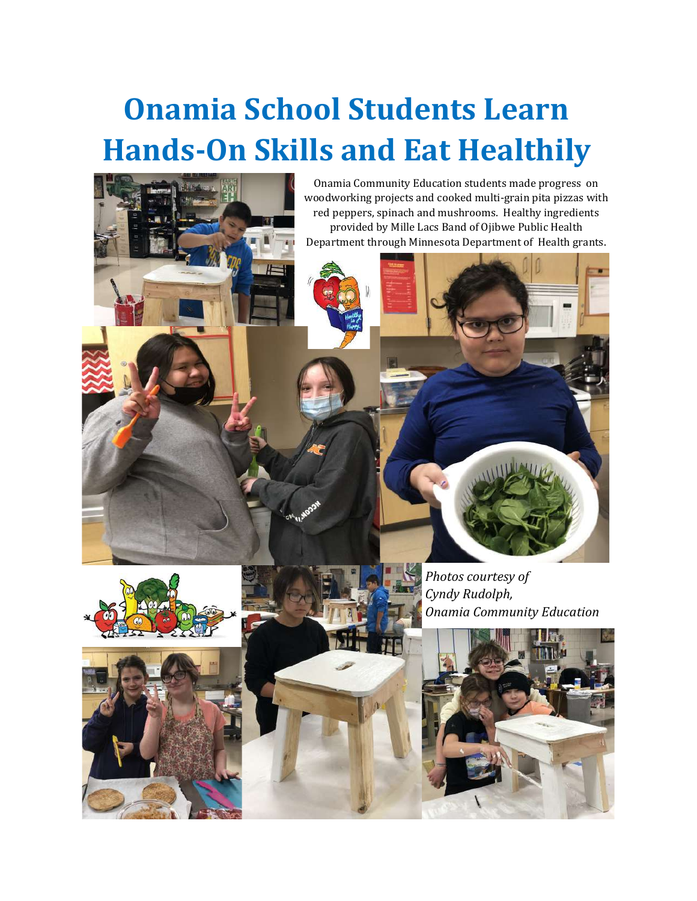# Onamia School Students Learn Hands-On Skills and Eat Healthily

Onamia Community Education students made progress on woodworking projects and cooked multi-grain pita pizzas with red peppers, spinach and mushrooms. Healthy ingredients provided by Mille Lacs Band of Ojibwe Public Health Department through Minnesota Department of Health grants.

*Photos courtesy of Cyndy Rudolph, Onamia Community Education*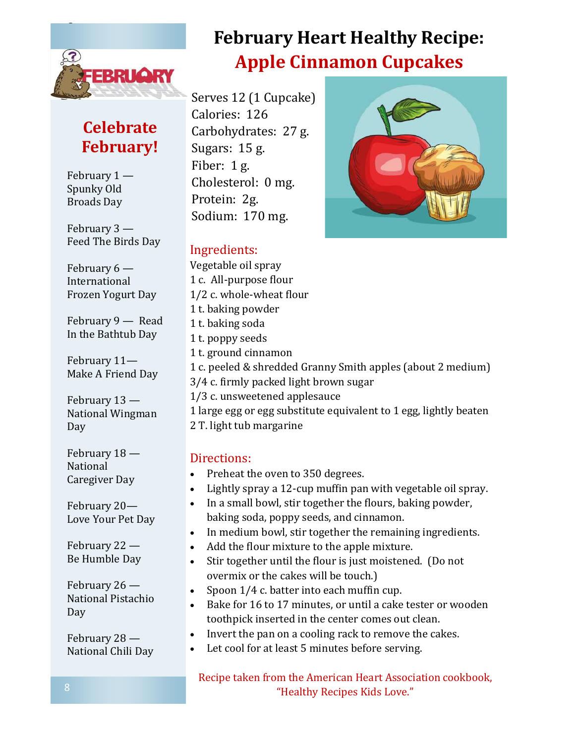# February Heart Healthy Recipe: Apple Cinnamon Cupcakes

Serves 12 (1 Cupcake)
Calories: 126
Carbohydrates: 27 g.
Sugars: 15 g.
Fiber: 1 g.
Cholesterol: 0 mg.
Protein: 2g.
Sodium: 170 mg.

## Ingredients:

Vegetable oil spray
1 c. All-purpose flour
1/2 c. whole-wheat flour
1 t. baking powder
1 t. baking soda
1 t. poppy seeds
1 t. ground cinnamon
1 c. peeled & shredded Granny Smith apples (about 2 medium)
3/4 c. firmly packed light brown sugar
1/3 c. unsweetened applesauce
1 large egg or egg substitute equivalent to 1 egg, lightly beaten
2 T. light tub margarine

## Directions:

- Preheat the oven to 350 degrees.
- Lightly spray a 12-cup muffin pan with vegetable oil spray.
- In a small bowl, stir together the flours, baking powder, baking soda, poppy seeds, and cinnamon.
- In medium bowl, stir together the remaining ingredients.
- Add the flour mixture to the apple mixture.
- Stir together until the flour is just moistened. (Do not overmix or the cakes will be touch.)
- Spoon 1/4 c. batter into each muffin cup.
- Bake for 16 to 17 minutes, or until a cake tester or wooden toothpick inserted in the center comes out clean.
- Invert the pan on a cooling rack to remove the cakes.
- Let cool for at least 5 minutes before serving.

Recipe taken from the American Heart Association cookbook, "Healthy Recipes Kids Love."

## Celebrate February!

February 1 — Spunky Old Broads Day

February 3 — Feed The Birds Day

February 6 — International Frozen Yogurt Day

February 9 — Read In the Bathtub Day

February 11— Make A Friend Day

February 13 — National Wingman Day

February 18 — National Caregiver Day

February 20— Love Your Pet Day

February 22 — Be Humble Day

February 26 — National Pistachio Day

February 28 — National Chili Day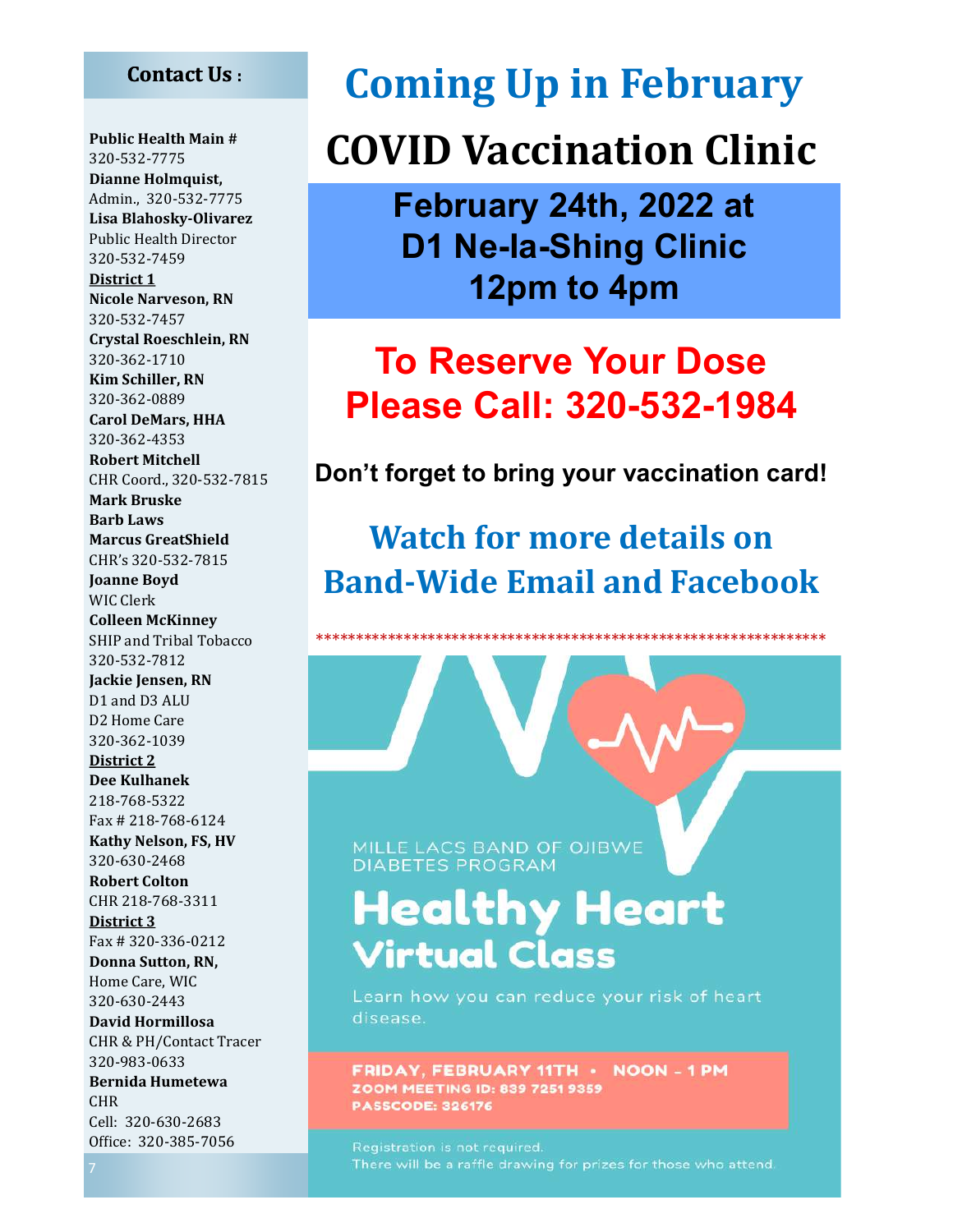## Contact Us:

**Public Health Main #**
320-532-7775
**Dianne Holmquist,**
Admin., 320-532-7775
**Lisa Blahosky-Olivarez**
Public Health Director
320-532-7459

**District 1**

**Nicole Narveson, RN**
320-532-7457
**Crystal Roeschlein, RN**
320-362-1710
**Kim Schiller, RN**
320-362-0889
**Carol DeMars, HHA**
320-362-4353
**Robert Mitchell**
CHR Coord., 320-532-7815
**Mark Bruske**
**Barb Laws**
**Marcus GreatShield**
CHR's 320-532-7815
**Joanne Boyd**
WIC Clerk
**Colleen McKinney**
SHIP and Tribal Tobacco
320-532-7812
**Jackie Jensen, RN**
D1 and D3 ALU
D2 Home Care
320-362-1039

**District 2**

**Dee Kulhanek**
218-768-5322
Fax # 218-768-6124
**Kathy Nelson, FS, HV**
320-630-2468
**Robert Colton**
CHR 218-768-3311

**District 3**

Fax # 320-336-0212
**Donna Sutton, RN,**
Home Care, WIC
320-630-2443
**David Hormillosa**
CHR & PH/Contact Tracer
320-983-0633
**Bernida Humetewa**
CHR
Cell: 320-630-2683
Office: 320-385-7056

# Coming Up in February

# COVID Vaccination Clinic

**February 24th, 2022 at**
**D1 Ne-la-Shing Clinic**
**12pm to 4pm**

## To Reserve Your Dose Please Call: 320-532-1984

**Don't forget to bring your vaccination card!**

## Watch for more details on Band-Wide Email and Facebook

***************************************************************

MILLE LACS BAND OF OJIBWE DIABETES PROGRAM

# Healthy Heart Virtual Class

Learn how you can reduce your risk of heart disease.

**FRIDAY, FEBRUARY 11TH • NOON - 1 PM**
**ZOOM MEETING ID: 839 7251 9359**
**PASSCODE: 326176**

Registration is not required.
There will be a raffle drawing for prizes for those who attend.